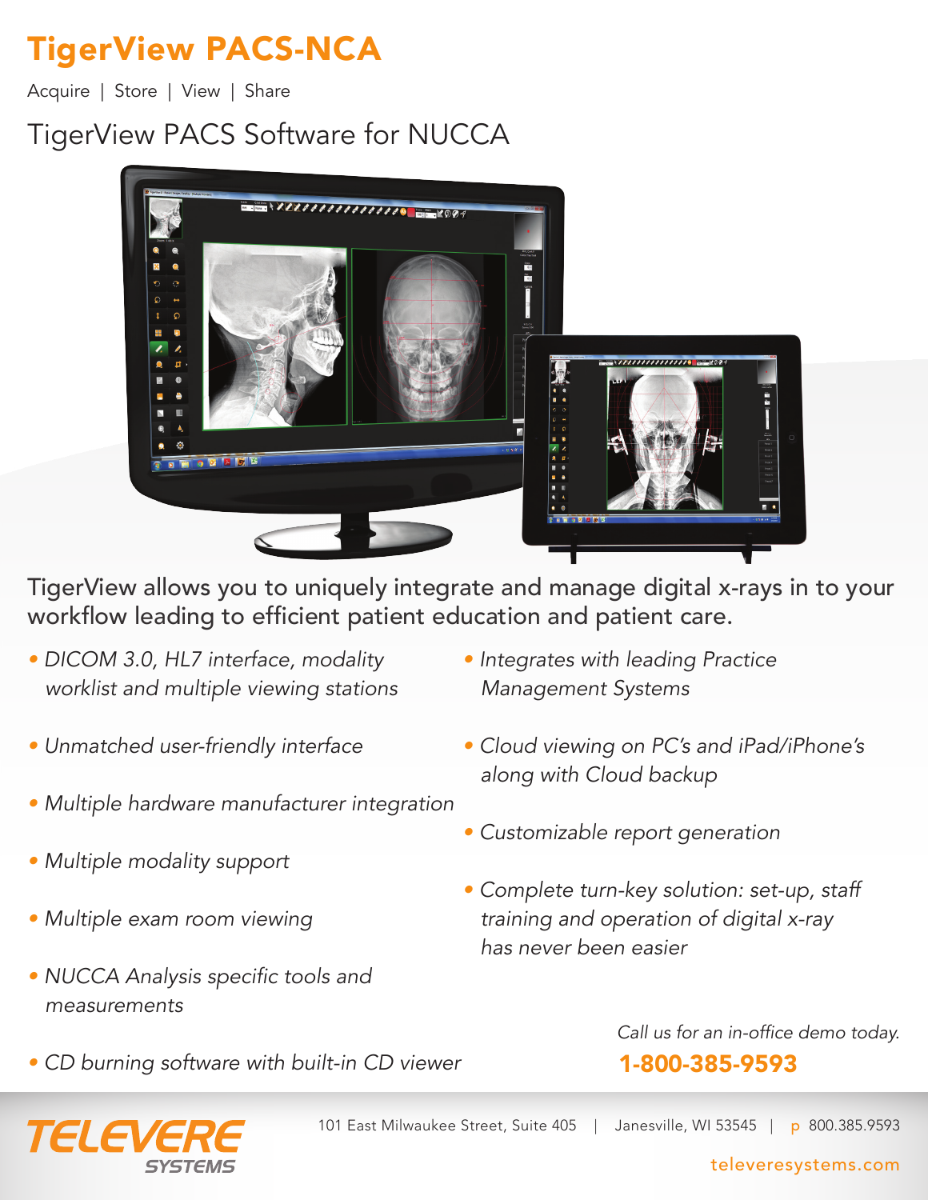# TigerView PACS-NCA

Acquire | Store | View | Share

## TigerView PACS Software for NUCCA

TigerView allows you to uniquely integrate and manage digital x-rays in to your workflow leading to efficient patient education and patient care.

- *DICOM 3.0, HL7 interface, modality worklist and multiple viewing stations*
- *Unmatched user-friendly interface*
- *Multiple hardware manufacturer integration*
- *Multiple modality support*
- *Multiple exam room viewing*
- *NUCCA Analysis specific tools and measurements*
- *CD burning software with built-in CD viewer*
- *Integrates with leading Practice Management Systems*
- *Cloud viewing on PC's and iPad/iPhone's along with Cloud backup*
- *Customizable report generation*
- *Complete turn-key solution: set-up, staff training and operation of digital x-ray has never been easier*

*Call us for an in-office demo today.*

**1-800-385-9593**

**TELEVERE SYSTEMS**

101 East Milwaukee Street, Suite 405 | Janesville, WI 53545 | p 800.385.9593

televeresystems.com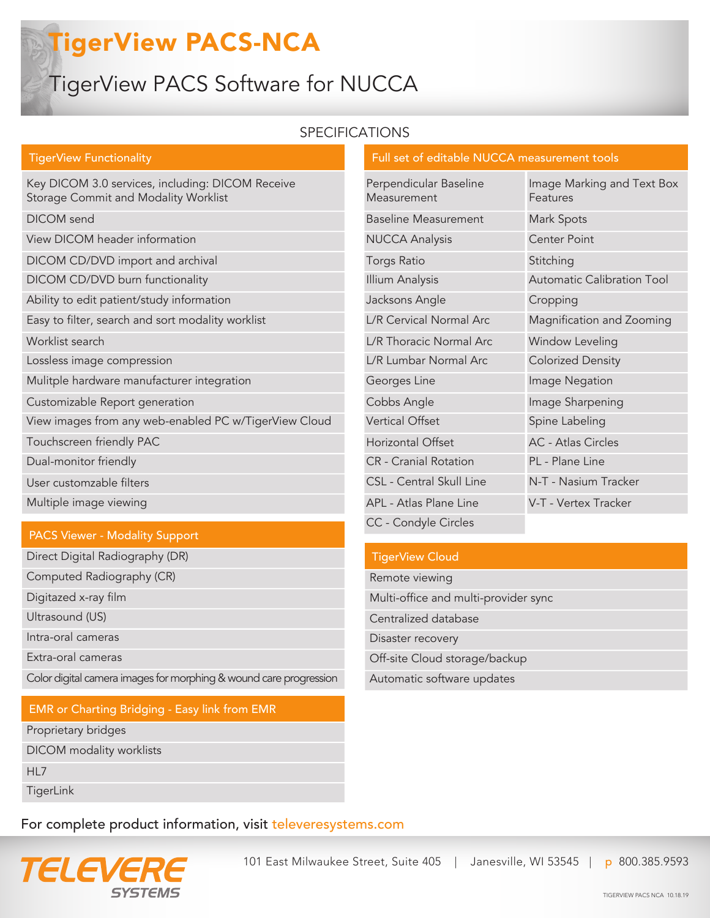# TigerView PACS-NCA

## TigerView PACS Software for NUCCA

SPECIFICATIONS

| TigerView Functionality |
|---|
| Key DICOM 3.0 services, including: DICOM Receive Storage Commit and Modality Worklist |
| DICOM send |
| View DICOM header information |
| DICOM CD/DVD import and archival |
| DICOM CD/DVD burn functionality |
| Ability to edit patient/study information |
| Easy to filter, search and sort modality worklist |
| Worklist search |
| Lossless image compression |
| Mulitple hardware manufacturer integration |
| Customizable Report generation |
| View images from any web-enabled PC w/TigerView Cloud |
| Touchscreen friendly PAC |
| Dual-monitor friendly |
| User customzable filters |
| Multiple image viewing |

| PACS Viewer - Modality Support |
|---|
| Direct Digital Radiography (DR) |
| Computed Radiography (CR) |
| Digitazed x-ray film |
| Ultrasound (US) |
| Intra-oral cameras |
| Extra-oral cameras |
| Color digital camera images for morphing & wound care progression |

| EMR or Charting Bridging - Easy link from EMR |
|---|
| Proprietary bridges |
| DICOM modality worklists |
| HL7 |
| TigerLink |

| Full set of editable NUCCA measurement tools | |
|---|---|
| Perpendicular Baseline Measurement | Image Marking and Text Box Features |
| Baseline Measurement | Mark Spots |
| NUCCA Analysis | Center Point |
| Torgs Ratio | Stitching |
| Illium Analysis | Automatic Calibration Tool |
| Jacksons Angle | Cropping |
| L/R Cervical Normal Arc | Magnification and Zooming |
| L/R Thoracic Normal Arc | Window Leveling |
| L/R Lumbar Normal Arc | Colorized Density |
| Georges Line | Image Negation |
| Cobbs Angle | Image Sharpening |
| Vertical Offset | Spine Labeling |
| Horizontal Offset | AC - Atlas Circles |
| CR - Cranial Rotation | PL - Plane Line |
| CSL - Central Skull Line | N-T - Nasium Tracker |
| APL - Atlas Plane Line | V-T - Vertex Tracker |
| CC - Condyle Circles | |

| TigerView Cloud |
|---|
| Remote viewing |
| Multi-office and multi-provider sync |
| Centralized database |
| Disaster recovery |
| Off-site Cloud storage/backup |
| Automatic software updates |

For complete product information, visit televeresystems.com

TELEVERE SYSTEMS

101 East Milwaukee Street, Suite 405 | Janesville, WI 53545 | p 800.385.9593

TIGERVIEW PACS NCA 10.18.19